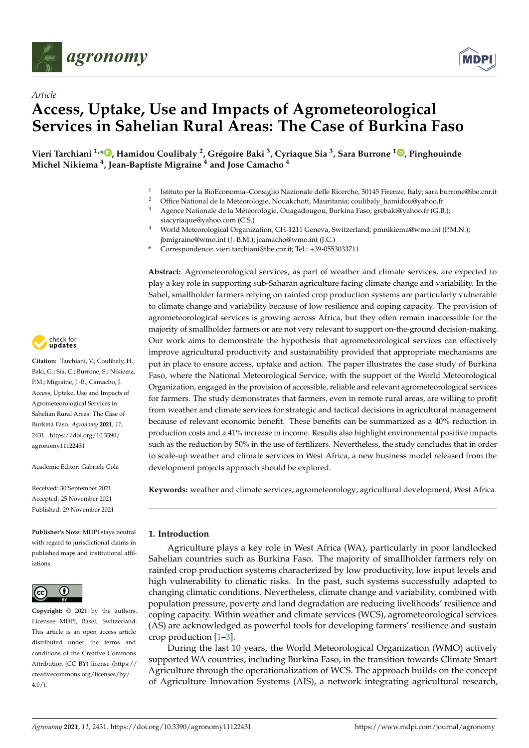*Article*

# Access, Uptake, Use and Impacts of Agrometeorological Services in Sahelian Rural Areas: The Case of Burkina Faso

**Vieri Tarchiani [1,*], Hamidou Coulibaly [2], Grégoire Baki [3], Cyriaque Sia [3], Sara Burrone [1], Pinghouinde Michel Nikiema [4], Jean-Baptiste Migraine [4] and Jose Camacho [4]**

[1] Istituto per la BioEconomia–Consiglio Nazionale delle Ricerche, 50145 Firenze, Italy; sara.burrone@ibe.cnr.it
[2] Office National de la Météorologie, Nouakchott, Mauritania; coulibaly_hamidou@yahoo.fr
[3] Agence Nationale de la Météorologie, Ouagadougou, Burkina Faso; grebaki@yahoo.fr (G.B.); siacyriaque@yahoo.com (C.S.)
[4] World Meteorological Organization, CH-1211 Geneva, Switzerland; pmnikiema@wmo.int (P.M.N.); jbmigraine@wmo.int (J.-B.M.); jcamacho@wmo.int (J.C.)
* Correspondence: vieri.tarchiani@ibe.cnr.it; Tel.: +39-0553033711

**Abstract:** Agrometeorological services, as part of weather and climate services, are expected to play a key role in supporting sub-Saharan agriculture facing climate change and variability. In the Sahel, smallholder farmers relying on rainfed crop production systems are particularly vulnerable to climate change and variability because of low resilience and coping capacity. The provision of agrometeorological services is growing across Africa, but they often remain inaccessible for the majority of smallholder farmers or are not very relevant to support on-the-ground decision-making. Our work aims to demonstrate the hypothesis that agrometeorological services can effectively improve agricultural productivity and sustainability provided that appropriate mechanisms are put in place to ensure access, uptake and action. The paper illustrates the case study of Burkina Faso, where the National Meteorological Service, with the support of the World Meteorological Organization, engaged in the provision of accessible, reliable and relevant agrometeorological services for farmers. The study demonstrates that farmers, even in remote rural areas, are willing to profit from weather and climate services for strategic and tactical decisions in agricultural management because of relevant economic benefit. These benefits can be summarized as a 40% reduction in production costs and a 41% increase in income. Results also highlight environmental positive impacts such as the reduction by 50% in the use of fertilizers. Nevertheless, the study concludes that in order to scale-up weather and climate services in West Africa, a new business model released from the development projects approach should be explored.

**Keywords:** weather and climate services; agrometeorology; agricultural development; West Africa

**Citation:** Tarchiani, V.; Coulibaly, H.; Baki, G.; Sia, C.; Burrone, S.; Nikiema, P.M.; Migraine, J.-B.; Camacho, J. Access, Uptake, Use and Impacts of Agrometeorological Services in Sahelian Rural Areas: The Case of Burkina Faso. *Agronomy* **2021**, *11*, 2431. https://doi.org/10.3390/agronomy11122431

Academic Editor: Gabriele Cola

Received: 30 September 2021
Accepted: 25 November 2021
Published: 29 November 2021

**Publisher's Note:** MDPI stays neutral with regard to jurisdictional claims in published maps and institutional affiliations.

**Copyright:** © 2021 by the authors. Licensee MDPI, Basel, Switzerland. This article is an open access article distributed under the terms and conditions of the Creative Commons Attribution (CC BY) license (https://creativecommons.org/licenses/by/4.0/).

## 1. Introduction

Agriculture plays a key role in West Africa (WA), particularly in poor landlocked Sahelian countries such as Burkina Faso. The majority of smallholder farmers rely on rainfed crop production systems characterized by low productivity, low input levels and high vulnerability to climatic risks. In the past, such systems successfully adapted to changing climatic conditions. Nevertheless, climate change and variability, combined with population pressure, poverty and land degradation are reducing livelihoods' resilience and coping capacity. Within weather and climate services (WCS), agrometeorological services (AS) are acknowledged as powerful tools for developing farmers' resilience and sustain crop production [1–3].

During the last 10 years, the World Meteorological Organization (WMO) actively supported WA countries, including Burkina Faso, in the transition towards Climate Smart Agriculture through the operationalization of WCS. The approach builds on the concept of Agriculture Innovation Systems (AIS), a network integrating agricultural research,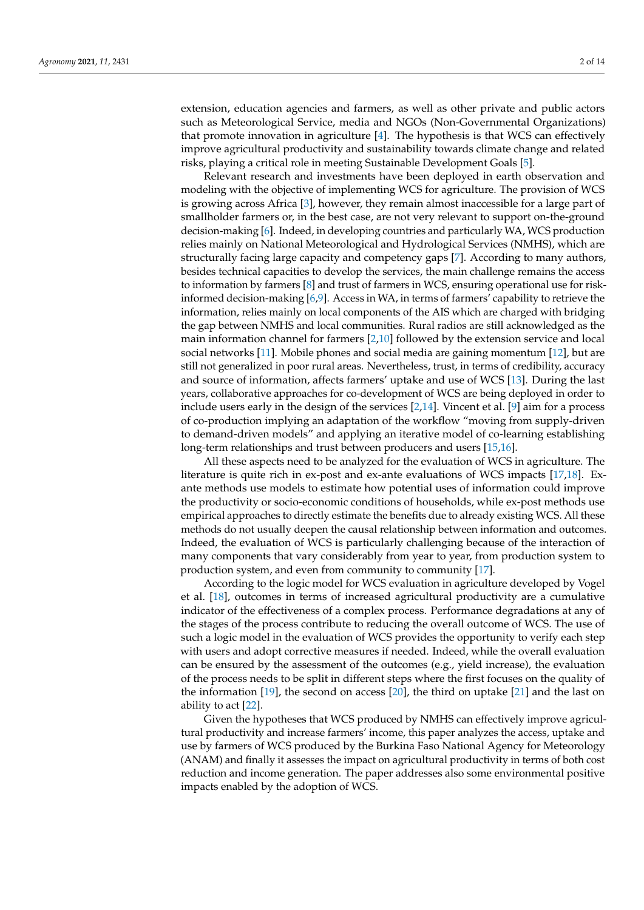extension, education agencies and farmers, as well as other private and public actors such as Meteorological Service, media and NGOs (Non-Governmental Organizations) that promote innovation in agriculture [4]. The hypothesis is that WCS can effectively improve agricultural productivity and sustainability towards climate change and related risks, playing a critical role in meeting Sustainable Development Goals [5].

Relevant research and investments have been deployed in earth observation and modeling with the objective of implementing WCS for agriculture. The provision of WCS is growing across Africa [3], however, they remain almost inaccessible for a large part of smallholder farmers or, in the best case, are not very relevant to support on-the-ground decision-making [6]. Indeed, in developing countries and particularly WA, WCS production relies mainly on National Meteorological and Hydrological Services (NMHS), which are structurally facing large capacity and competency gaps [7]. According to many authors, besides technical capacities to develop the services, the main challenge remains the access to information by farmers [8] and trust of farmers in WCS, ensuring operational use for risk-informed decision-making [6,9]. Access in WA, in terms of farmers' capability to retrieve the information, relies mainly on local components of the AIS which are charged with bridging the gap between NMHS and local communities. Rural radios are still acknowledged as the main information channel for farmers [2,10] followed by the extension service and local social networks [11]. Mobile phones and social media are gaining momentum [12], but are still not generalized in poor rural areas. Nevertheless, trust, in terms of credibility, accuracy and source of information, affects farmers' uptake and use of WCS [13]. During the last years, collaborative approaches for co-development of WCS are being deployed in order to include users early in the design of the services [2,14]. Vincent et al. [9] aim for a process of co-production implying an adaptation of the workflow "moving from supply-driven to demand-driven models" and applying an iterative model of co-learning establishing long-term relationships and trust between producers and users [15,16].

All these aspects need to be analyzed for the evaluation of WCS in agriculture. The literature is quite rich in ex-post and ex-ante evaluations of WCS impacts [17,18]. Ex-ante methods use models to estimate how potential uses of information could improve the productivity or socio-economic conditions of households, while ex-post methods use empirical approaches to directly estimate the benefits due to already existing WCS. All these methods do not usually deepen the causal relationship between information and outcomes. Indeed, the evaluation of WCS is particularly challenging because of the interaction of many components that vary considerably from year to year, from production system to production system, and even from community to community [17].

According to the logic model for WCS evaluation in agriculture developed by Vogel et al. [18], outcomes in terms of increased agricultural productivity are a cumulative indicator of the effectiveness of a complex process. Performance degradations at any of the stages of the process contribute to reducing the overall outcome of WCS. The use of such a logic model in the evaluation of WCS provides the opportunity to verify each step with users and adopt corrective measures if needed. Indeed, while the overall evaluation can be ensured by the assessment of the outcomes (e.g., yield increase), the evaluation of the process needs to be split in different steps where the first focuses on the quality of the information [19], the second on access [20], the third on uptake [21] and the last on ability to act [22].

Given the hypotheses that WCS produced by NMHS can effectively improve agricultural productivity and increase farmers' income, this paper analyzes the access, uptake and use by farmers of WCS produced by the Burkina Faso National Agency for Meteorology (ANAM) and finally it assesses the impact on agricultural productivity in terms of both cost reduction and income generation. The paper addresses also some environmental positive impacts enabled by the adoption of WCS.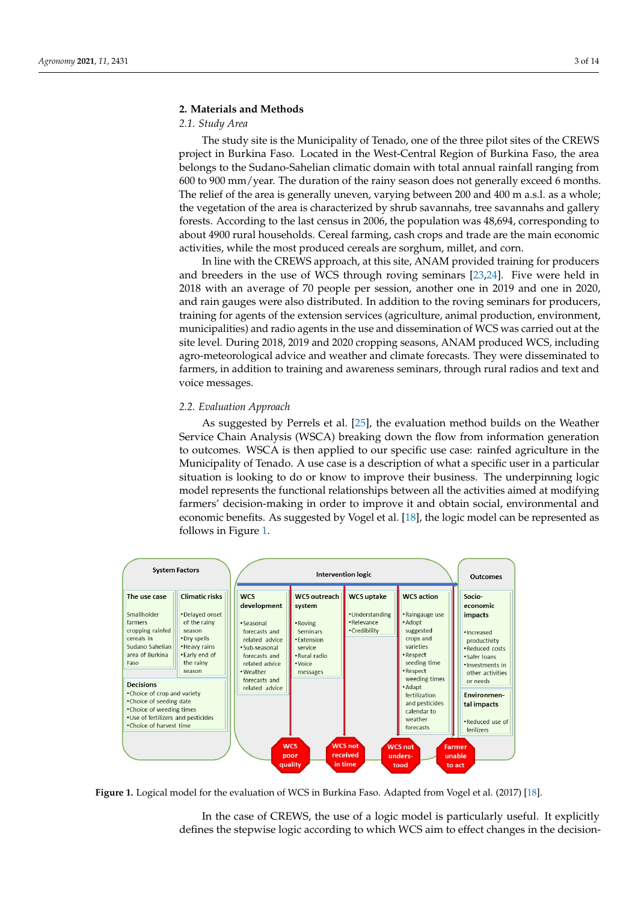## 2. Materials and Methods

### 2.1. Study Area

The study site is the Municipality of Tenado, one of the three pilot sites of the CREWS project in Burkina Faso. Located in the West-Central Region of Burkina Faso, the area belongs to the Sudano-Sahelian climatic domain with total annual rainfall ranging from 600 to 900 mm/year. The duration of the rainy season does not generally exceed 6 months. The relief of the area is generally uneven, varying between 200 and 400 m a.s.l. as a whole; the vegetation of the area is characterized by shrub savannahs, tree savannahs and gallery forests. According to the last census in 2006, the population was 48,694, corresponding to about 4900 rural households. Cereal farming, cash crops and trade are the main economic activities, while the most produced cereals are sorghum, millet, and corn.

In line with the CREWS approach, at this site, ANAM provided training for producers and breeders in the use of WCS through roving seminars [23,24]. Five were held in 2018 with an average of 70 people per session, another one in 2019 and one in 2020, and rain gauges were also distributed. In addition to the roving seminars for producers, training for agents of the extension services (agriculture, animal production, environment, municipalities) and radio agents in the use and dissemination of WCS was carried out at the site level. During 2018, 2019 and 2020 cropping seasons, ANAM produced WCS, including agro-meteorological advice and weather and climate forecasts. They were disseminated to farmers, in addition to training and awareness seminars, through rural radios and text and voice messages.

### 2.2. Evaluation Approach

As suggested by Perrels et al. [25], the evaluation method builds on the Weather Service Chain Analysis (WSCA) breaking down the flow from information generation to outcomes. WSCA is then applied to our specific use case: rainfed agriculture in the Municipality of Tenado. A use case is a description of what a specific user in a particular situation is looking to do or know to improve their business. The underpinning logic model represents the functional relationships between all the activities aimed at modifying farmers' decision-making in order to improve it and obtain social, environmental and economic benefits. As suggested by Vogel et al. [18], the logic model can be represented as follows in Figure 1.

**Figure 1.** Logical model for the evaluation of WCS in Burkina Faso. Adapted from Vogel et al. (2017) [18].

In the case of CREWS, the use of a logic model is particularly useful. It explicitly defines the stepwise logic according to which WCS aim to effect changes in the decision-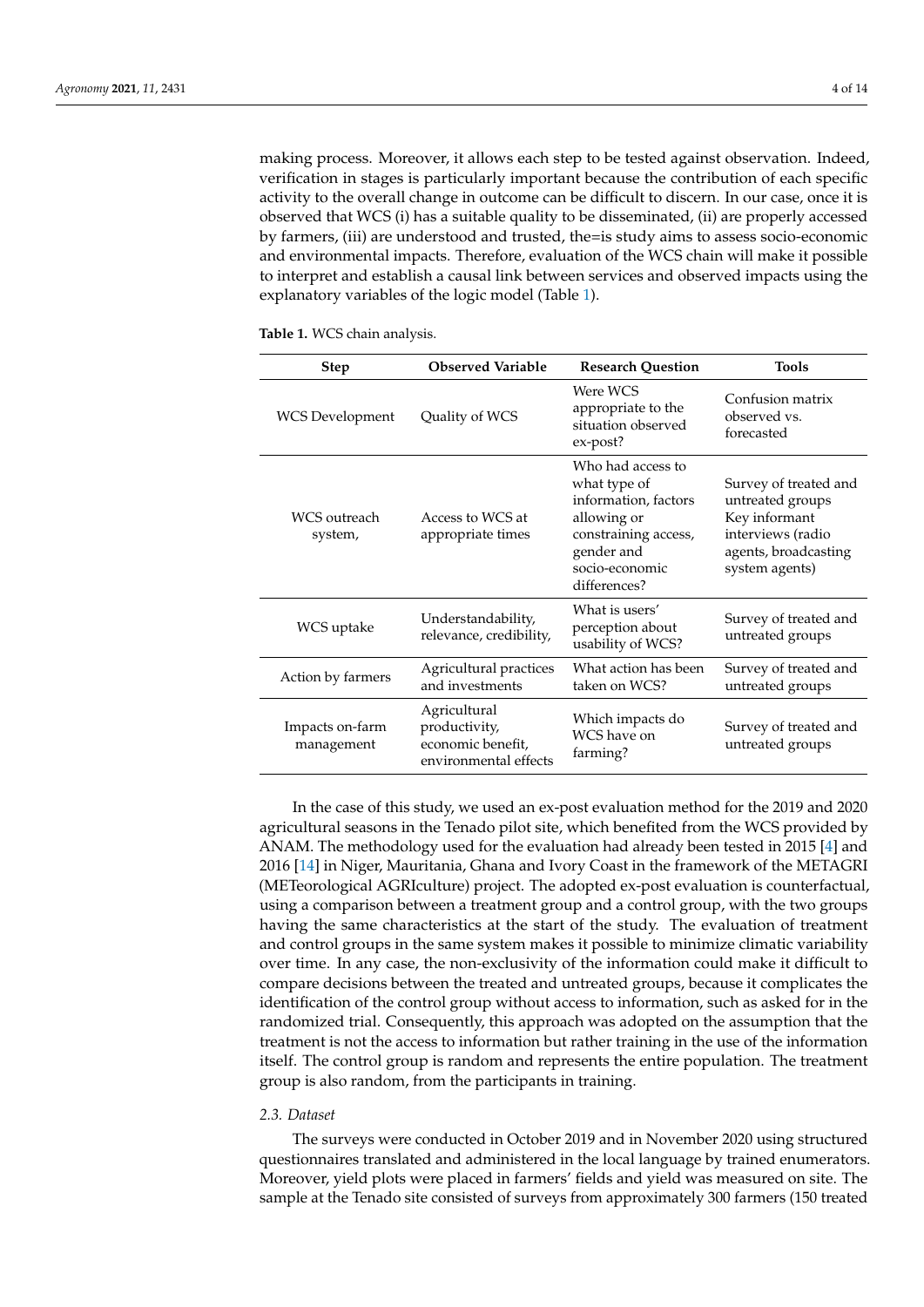making process. Moreover, it allows each step to be tested against observation. Indeed, verification in stages is particularly important because the contribution of each specific activity to the overall change in outcome can be difficult to discern. In our case, once it is observed that WCS (i) has a suitable quality to be disseminated, (ii) are properly accessed by farmers, (iii) are understood and trusted, the=is study aims to assess socio-economic and environmental impacts. Therefore, evaluation of the WCS chain will make it possible to interpret and establish a causal link between services and observed impacts using the explanatory variables of the logic model (Table 1).

**Table 1.** WCS chain analysis.

| Step | Observed Variable | Research Question | Tools |
|---|---|---|---|
| WCS Development | Quality of WCS | Were WCS appropriate to the situation observed ex-post? | Confusion matrix observed vs. forecasted |
| WCS outreach system, | Access to WCS at appropriate times | Who had access to what type of information, factors allowing or constraining access, gender and socio-economic differences? | Survey of treated and untreated groups Key informant interviews (radio agents, broadcasting system agents) |
| WCS uptake | Understandability, relevance, credibility, | What is users' perception about usability of WCS? | Survey of treated and untreated groups |
| Action by farmers | Agricultural practices and investments | What action has been taken on WCS? | Survey of treated and untreated groups |
| Impacts on-farm management | Agricultural productivity, economic benefit, environmental effects | Which impacts do WCS have on farming? | Survey of treated and untreated groups |

In the case of this study, we used an ex-post evaluation method for the 2019 and 2020 agricultural seasons in the Tenado pilot site, which benefited from the WCS provided by ANAM. The methodology used for the evaluation had already been tested in 2015 [4] and 2016 [14] in Niger, Mauritania, Ghana and Ivory Coast in the framework of the METAGRI (METeorological AGRIculture) project. The adopted ex-post evaluation is counterfactual, using a comparison between a treatment group and a control group, with the two groups having the same characteristics at the start of the study. The evaluation of treatment and control groups in the same system makes it possible to minimize climatic variability over time. In any case, the non-exclusivity of the information could make it difficult to compare decisions between the treated and untreated groups, because it complicates the identification of the control group without access to information, such as asked for in the randomized trial. Consequently, this approach was adopted on the assumption that the treatment is not the access to information but rather training in the use of the information itself. The control group is random and represents the entire population. The treatment group is also random, from the participants in training.

### 2.3. Dataset

The surveys were conducted in October 2019 and in November 2020 using structured questionnaires translated and administered in the local language by trained enumerators. Moreover, yield plots were placed in farmers' fields and yield was measured on site. The sample at the Tenado site consisted of surveys from approximately 300 farmers (150 treated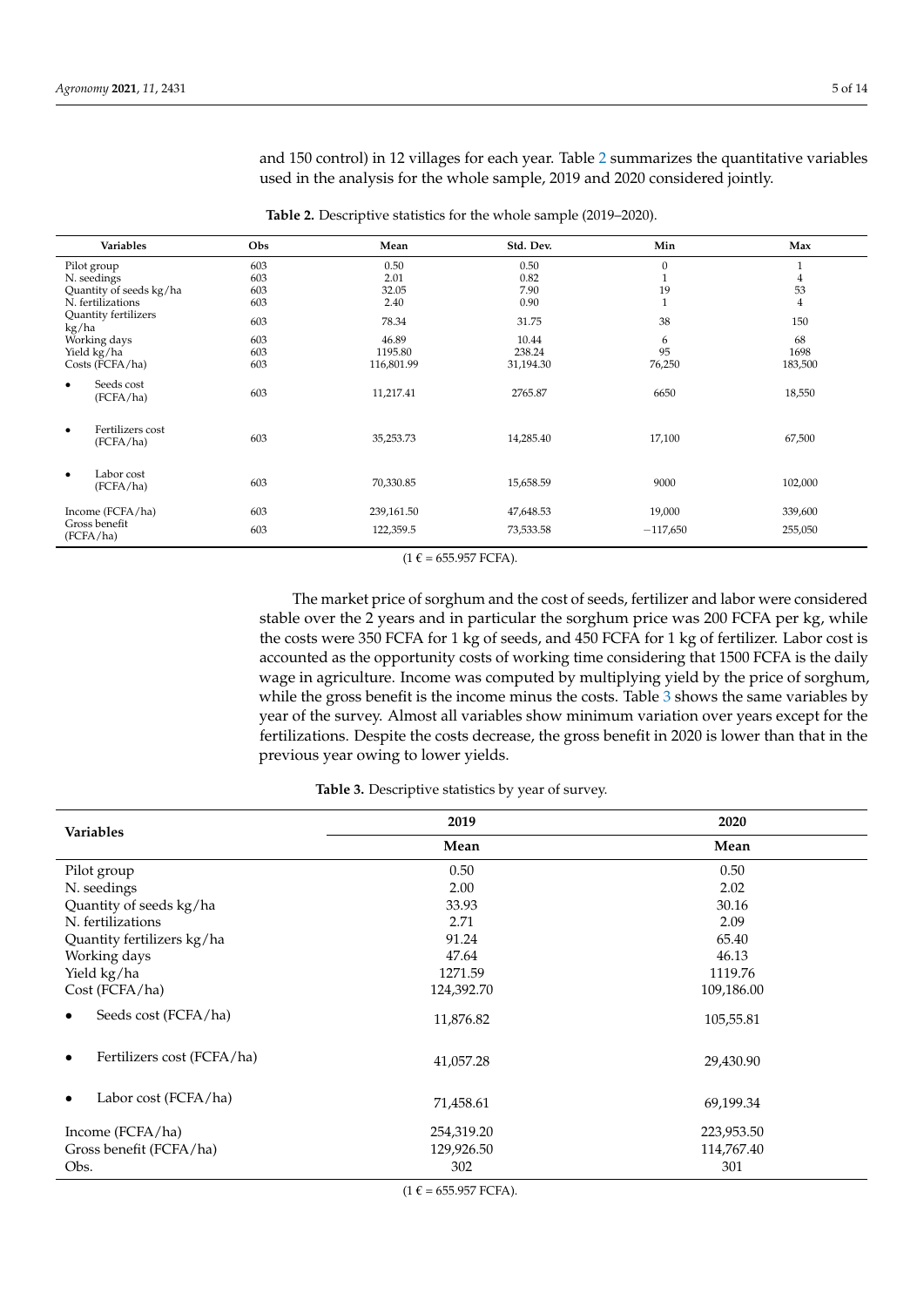and 150 control) in 12 villages for each year. Table 2 summarizes the quantitative variables used in the analysis for the whole sample, 2019 and 2020 considered jointly.

**Table 2.** Descriptive statistics for the whole sample (2019–2020).

| Variables | Obs | Mean | Std. Dev. | Min | Max |
|---|---|---|---|---|---|
| Pilot group | 603 | 0.50 | 0.50 | 0 | 1 |
| N. seedings | 603 | 2.01 | 0.82 | 1 | 4 |
| Quantity of seeds kg/ha | 603 | 32.05 | 7.90 | 19 | 53 |
| N. fertilizations | 603 | 2.40 | 0.90 | 1 | 4 |
| Quantity fertilizers kg/ha | 603 | 78.34 | 31.75 | 38 | 150 |
| Working days | 603 | 46.89 | 10.44 | 6 | 68 |
| Yield kg/ha | 603 | 1195.80 | 238.24 | 95 | 1698 |
| Costs (FCFA/ha) | 603 | 116,801.99 | 31,194.30 | 76,250 | 183,500 |
| • Seeds cost (FCFA/ha) | 603 | 11,217.41 | 2765.87 | 6650 | 18,550 |
| • Fertilizers cost (FCFA/ha) | 603 | 35,253.73 | 14,285.40 | 17,100 | 67,500 |
| • Labor cost (FCFA/ha) | 603 | 70,330.85 | 15,658.59 | 9000 | 102,000 |
| Income (FCFA/ha) | 603 | 239,161.50 | 47,648.53 | 19,000 | 339,600 |
| Gross benefit (FCFA/ha) | 603 | 122,359.5 | 73,533.58 | −117,650 | 255,050 |

(1 € = 655.957 FCFA).

The market price of sorghum and the cost of seeds, fertilizer and labor were considered stable over the 2 years and in particular the sorghum price was 200 FCFA per kg, while the costs were 350 FCFA for 1 kg of seeds, and 450 FCFA for 1 kg of fertilizer. Labor cost is accounted as the opportunity costs of working time considering that 1500 FCFA is the daily wage in agriculture. Income was computed by multiplying yield by the price of sorghum, while the gross benefit is the income minus the costs. Table 3 shows the same variables by year of the survey. Almost all variables show minimum variation over years except for the fertilizations. Despite the costs decrease, the gross benefit in 2020 is lower than that in the previous year owing to lower yields.

**Table 3.** Descriptive statistics by year of survey.

| Variables | 2019 | 2020 |
|---|---|---|
| | **Mean** | **Mean** |
| Pilot group | 0.50 | 0.50 |
| N. seedings | 2.00 | 2.02 |
| Quantity of seeds kg/ha | 33.93 | 30.16 |
| N. fertilizations | 2.71 | 2.09 |
| Quantity fertilizers kg/ha | 91.24 | 65.40 |
| Working days | 47.64 | 46.13 |
| Yield kg/ha | 1271.59 | 1119.76 |
| Cost (FCFA/ha) | 124,392.70 | 109,186.00 |
| • Seeds cost (FCFA/ha) | 11,876.82 | 105,55.81 |
| • Fertilizers cost (FCFA/ha) | 41,057.28 | 29,430.90 |
| • Labor cost (FCFA/ha) | 71,458.61 | 69,199.34 |
| Income (FCFA/ha) | 254,319.20 | 223,953.50 |
| Gross benefit (FCFA/ha) | 129,926.50 | 114,767.40 |
| Obs. | 302 | 301 |

(1 € = 655.957 FCFA).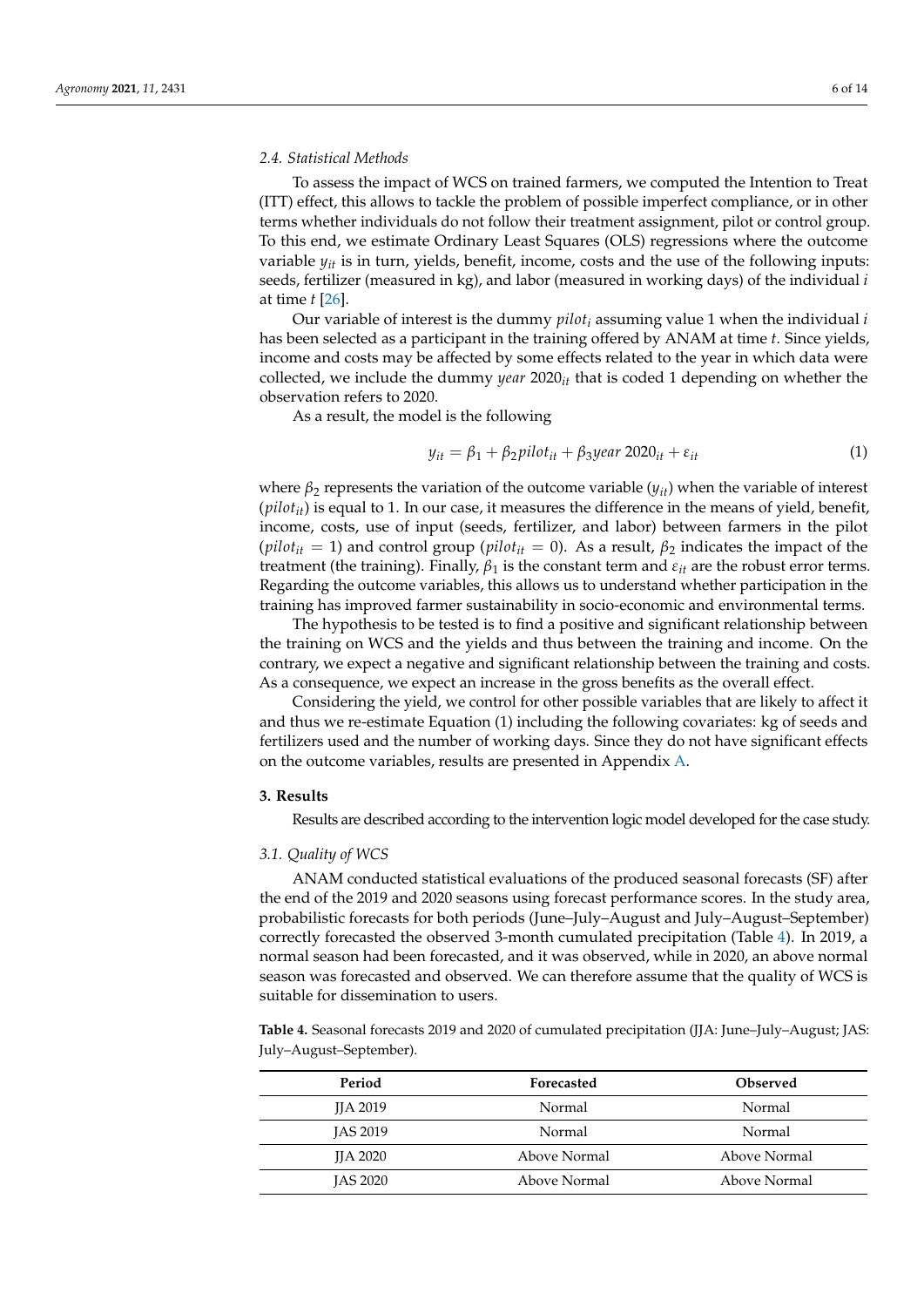### 2.4. Statistical Methods

To assess the impact of WCS on trained farmers, we computed the Intention to Treat (ITT) effect, this allows to tackle the problem of possible imperfect compliance, or in other terms whether individuals do not follow their treatment assignment, pilot or control group. To this end, we estimate Ordinary Least Squares (OLS) regressions where the outcome variable $y_{it}$ is in turn, yields, benefit, income, costs and the use of the following inputs: seeds, fertilizer (measured in kg), and labor (measured in working days) of the individual $i$ at time $t$ [26].

Our variable of interest is the dummy $pilot_i$ assuming value 1 when the individual $i$ has been selected as a participant in the training offered by ANAM at time $t$. Since yields, income and costs may be affected by some effects related to the year in which data were collected, we include the dummy $year\ 2020_{it}$ that is coded 1 depending on whether the observation refers to 2020.

As a result, the model is the following

$$y_{it} = \beta_1 + \beta_2 pilot_{it} + \beta_3 year\ 2020_{it} + \varepsilon_{it} \tag{1}$$

where $\beta_2$ represents the variation of the outcome variable ($y_{it}$) when the variable of interest ($pilot_{it}$) is equal to 1. In our case, it measures the difference in the means of yield, benefit, income, costs, use of input (seeds, fertilizer, and labor) between farmers in the pilot ($pilot_{it} = 1$) and control group ($pilot_{it} = 0$). As a result, $\beta_2$ indicates the impact of the treatment (the training). Finally, $\beta_1$ is the constant term and $\varepsilon_{it}$ are the robust error terms. Regarding the outcome variables, this allows us to understand whether participation in the training has improved farmer sustainability in socio-economic and environmental terms.

The hypothesis to be tested is to find a positive and significant relationship between the training on WCS and the yields and thus between the training and income. On the contrary, we expect a negative and significant relationship between the training and costs. As a consequence, we expect an increase in the gross benefits as the overall effect.

Considering the yield, we control for other possible variables that are likely to affect it and thus we re-estimate Equation (1) including the following covariates: kg of seeds and fertilizers used and the number of working days. Since they do not have significant effects on the outcome variables, results are presented in Appendix A.

## 3. Results

Results are described according to the intervention logic model developed for the case study.

### 3.1. Quality of WCS

ANAM conducted statistical evaluations of the produced seasonal forecasts (SF) after the end of the 2019 and 2020 seasons using forecast performance scores. In the study area, probabilistic forecasts for both periods (June–July–August and July–August–September) correctly forecasted the observed 3-month cumulated precipitation (Table 4). In 2019, a normal season had been forecasted, and it was observed, while in 2020, an above normal season was forecasted and observed. We can therefore assume that the quality of WCS is suitable for dissemination to users.

**Table 4.** Seasonal forecasts 2019 and 2020 of cumulated precipitation (JJA: June–July–August; JAS: July–August–September).

| Period | Forecasted | Observed |
|---|---|---|
| JJA 2019 | Normal | Normal |
| JAS 2019 | Normal | Normal |
| JJA 2020 | Above Normal | Above Normal |
| JAS 2020 | Above Normal | Above Normal |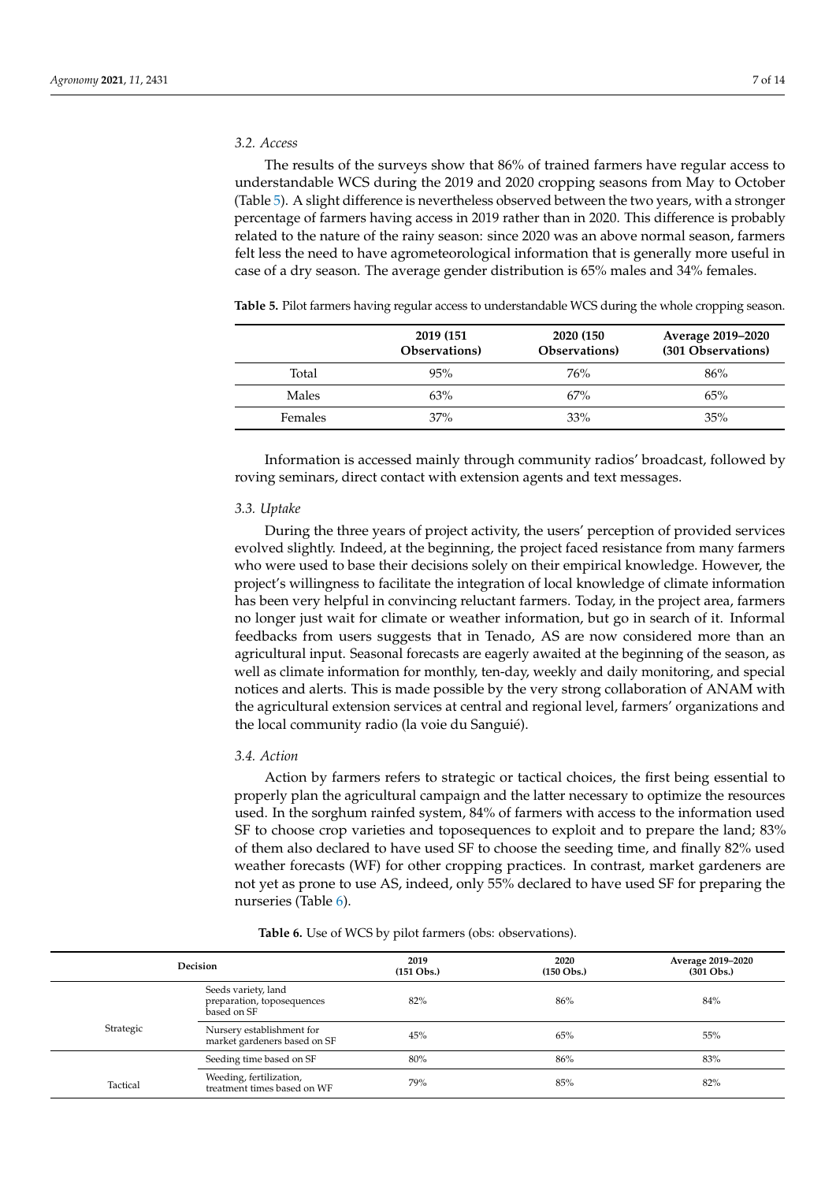### 3.2. Access

The results of the surveys show that 86% of trained farmers have regular access to understandable WCS during the 2019 and 2020 cropping seasons from May to October (Table 5). A slight difference is nevertheless observed between the two years, with a stronger percentage of farmers having access in 2019 rather than in 2020. This difference is probably related to the nature of the rainy season: since 2020 was an above normal season, farmers felt less the need to have agrometeorological information that is generally more useful in case of a dry season. The average gender distribution is 65% males and 34% females.

**Table 5.** Pilot farmers having regular access to understandable WCS during the whole cropping season.

| | 2019 (151 Observations) | 2020 (150 Observations) | Average 2019–2020 (301 Observations) |
|---|---|---|---|
| Total | 95% | 76% | 86% |
| Males | 63% | 67% | 65% |
| Females | 37% | 33% | 35% |

Information is accessed mainly through community radios' broadcast, followed by roving seminars, direct contact with extension agents and text messages.

### 3.3. Uptake

During the three years of project activity, the users' perception of provided services evolved slightly. Indeed, at the beginning, the project faced resistance from many farmers who were used to base their decisions solely on their empirical knowledge. However, the project's willingness to facilitate the integration of local knowledge of climate information has been very helpful in convincing reluctant farmers. Today, in the project area, farmers no longer just wait for climate or weather information, but go in search of it. Informal feedbacks from users suggests that in Tenado, AS are now considered more than an agricultural input. Seasonal forecasts are eagerly awaited at the beginning of the season, as well as climate information for monthly, ten-day, weekly and daily monitoring, and special notices and alerts. This is made possible by the very strong collaboration of ANAM with the agricultural extension services at central and regional level, farmers' organizations and the local community radio (la voie du Sanguié).

### 3.4. Action

Action by farmers refers to strategic or tactical choices, the first being essential to properly plan the agricultural campaign and the latter necessary to optimize the resources used. In the sorghum rainfed system, 84% of farmers with access to the information used SF to choose crop varieties and toposequences to exploit and to prepare the land; 83% of them also declared to have used SF to choose the seeding time, and finally 82% used weather forecasts (WF) for other cropping practices. In contrast, market gardeners are not yet as prone to use AS, indeed, only 55% declared to have used SF for preparing the nurseries (Table 6).

**Table 6.** Use of WCS by pilot farmers (obs: observations).

| Decision | | 2019 (151 Obs.) | 2020 (150 Obs.) | Average 2019–2020 (301 Obs.) |
|---|---|---|---|---|
| Strategic | Seeds variety, land preparation, toposequences based on SF | 82% | 86% | 84% |
| | Nursery establishment for market gardeners based on SF | 45% | 65% | 55% |
| Tactical | Seeding time based on SF | 80% | 86% | 83% |
| | Weeding, fertilization, treatment times based on WF | 79% | 85% | 82% |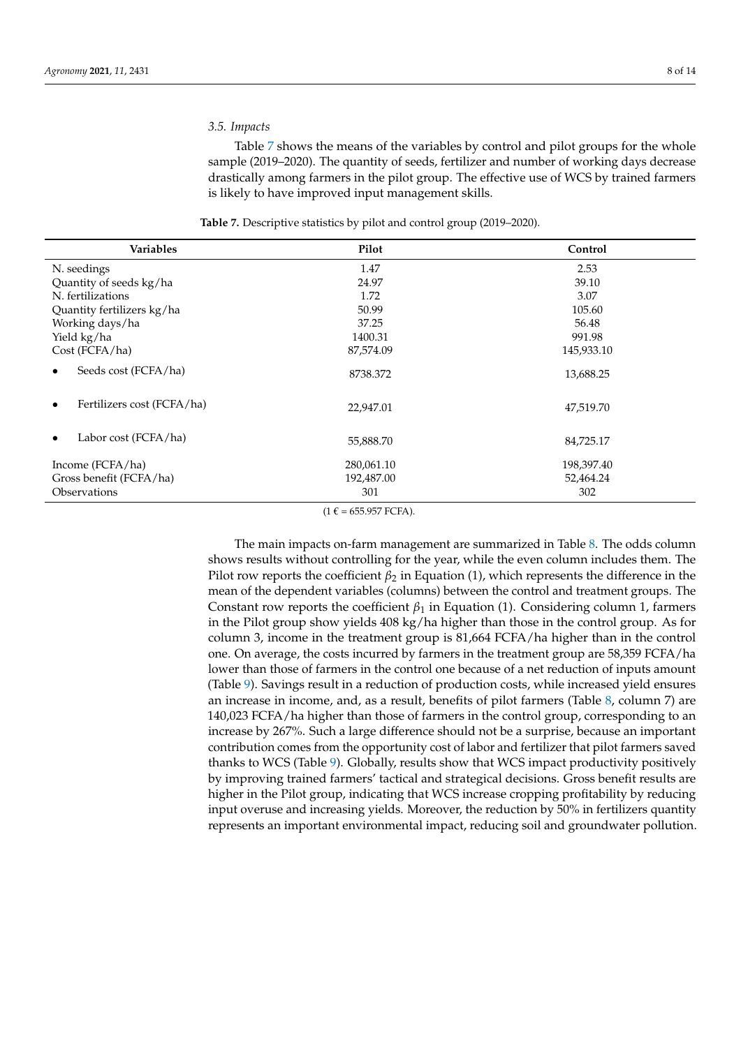### 3.5. Impacts

Table 7 shows the means of the variables by control and pilot groups for the whole sample (2019–2020). The quantity of seeds, fertilizer and number of working days decrease drastically among farmers in the pilot group. The effective use of WCS by trained farmers is likely to have improved input management skills.

**Table 7.** Descriptive statistics by pilot and control group (2019–2020).

| Variables | Pilot | Control |
|---|---|---|
| N. seedings | 1.47 | 2.53 |
| Quantity of seeds kg/ha | 24.97 | 39.10 |
| N. fertilizations | 1.72 | 3.07 |
| Quantity fertilizers kg/ha | 50.99 | 105.60 |
| Working days/ha | 37.25 | 56.48 |
| Yield kg/ha | 1400.31 | 991.98 |
| Cost (FCFA/ha) | 87,574.09 | 145,933.10 |
| • Seeds cost (FCFA/ha) | 8738.372 | 13,688.25 |
| • Fertilizers cost (FCFA/ha) | 22,947.01 | 47,519.70 |
| • Labor cost (FCFA/ha) | 55,888.70 | 84,725.17 |
| Income (FCFA/ha) | 280,061.10 | 198,397.40 |
| Gross benefit (FCFA/ha) | 192,487.00 | 52,464.24 |
| Observations | 301 | 302 |

(1 € = 655.957 FCFA).

The main impacts on-farm management are summarized in Table 8. The odds column shows results without controlling for the year, while the even column includes them. The Pilot row reports the coefficient $\beta_2$ in Equation (1), which represents the difference in the mean of the dependent variables (columns) between the control and treatment groups. The Constant row reports the coefficient $\beta_1$ in Equation (1). Considering column 1, farmers in the Pilot group show yields 408 kg/ha higher than those in the control group. As for column 3, income in the treatment group is 81,664 FCFA/ha higher than in the control one. On average, the costs incurred by farmers in the treatment group are 58,359 FCFA/ha lower than those of farmers in the control one because of a net reduction of inputs amount (Table 9). Savings result in a reduction of production costs, while increased yield ensures an increase in income, and, as a result, benefits of pilot farmers (Table 8, column 7) are 140,023 FCFA/ha higher than those of farmers in the control group, corresponding to an increase by 267%. Such a large difference should not be a surprise, because an important contribution comes from the opportunity cost of labor and fertilizer that pilot farmers saved thanks to WCS (Table 9). Globally, results show that WCS impact productivity positively by improving trained farmers' tactical and strategical decisions. Gross benefit results are higher in the Pilot group, indicating that WCS increase cropping profitability by reducing input overuse and increasing yields. Moreover, the reduction by 50% in fertilizers quantity represents an important environmental impact, reducing soil and groundwater pollution.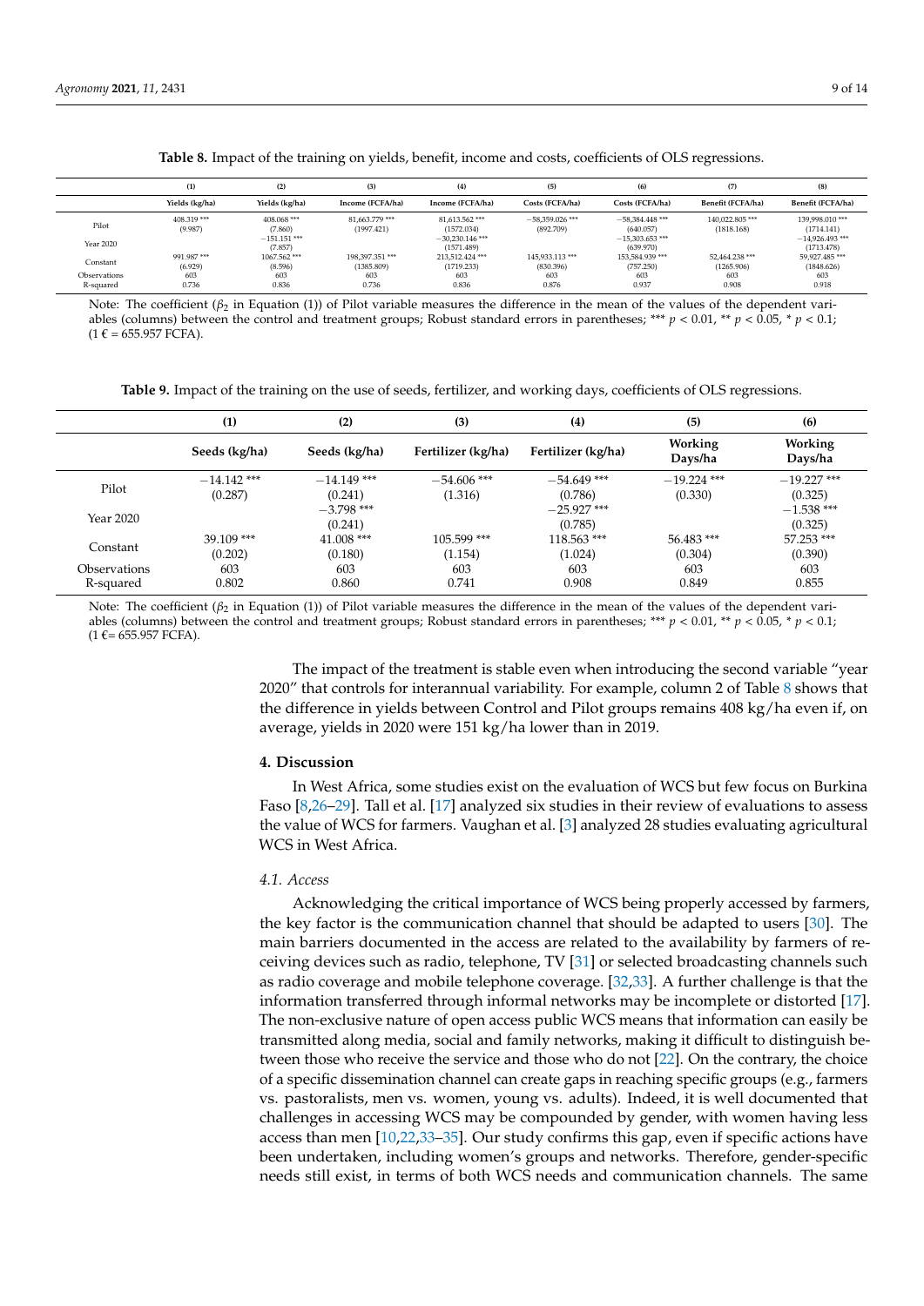**Table 8.** Impact of the training on yields, benefit, income and costs, coefficients of OLS regressions.

| | (1) | (2) | (3) | (4) | (5) | (6) | (7) | (8) |
|---|---|---|---|---|---|---|---|---|
| | Yields (kg/ha) | Yields (kg/ha) | Income (FCFA/ha) | Income (FCFA/ha) | Costs (FCFA/ha) | Costs (FCFA/ha) | Benefit (FCFA/ha) | Benefit (FCFA/ha) |
| Pilot | 408.319 *** | 408.068 *** | 81,663.779 *** | 81,613.562 *** | −58,359.026 *** | −58,384.448 *** | 140,022.805 *** | 139,998.010 *** |
| | (9.987) | (7.860) | (1997.421) | (1572.034) | (892.709) | (640.057) | (1818.168) | (1714.141) |
| Year 2020 | | −151.151 *** | | −30,230.146 *** | | −15,303.653 *** | | −14,926.493 *** |
| | | (7.857) | | (1571.489) | | (639.970) | | (1713.478) |
| Constant | 991.987 *** | 1067.562 *** | 198,397.351 *** | 213,512.424 *** | 145,933.113 *** | 153,584.939 *** | 52,464.238 *** | 59,927.485 *** |
| | (6.929) | (8.596) | (1385.809) | (1719.233) | (830.396) | (757.250) | (1265.906) | (1848.626) |
| Observations | 603 | 603 | 603 | 603 | 603 | 603 | 603 | 603 |
| R-squared | 0.736 | 0.836 | 0.736 | 0.836 | 0.876 | 0.937 | 0.908 | 0.918 |

Note: The coefficient ($\beta_2$ in Equation (1)) of Pilot variable measures the difference in the mean of the values of the dependent variables (columns) between the control and treatment groups; Robust standard errors in parentheses; *** $p < 0.01$, ** $p < 0.05$, * $p < 0.1$; (1 € = 655.957 FCFA).

**Table 9.** Impact of the training on the use of seeds, fertilizer, and working days, coefficients of OLS regressions.

| | (1) | (2) | (3) | (4) | (5) | (6) |
|---|---|---|---|---|---|---|
| | Seeds (kg/ha) | Seeds (kg/ha) | Fertilizer (kg/ha) | Fertilizer (kg/ha) | Working Days/ha | Working Days/ha |
| Pilot | −14.142 *** | −14.149 *** | −54.606 *** | −54.649 *** | −19.224 *** | −19.227 *** |
| | (0.287) | (0.241) | (1.316) | (0.786) | (0.330) | (0.325) |
| Year 2020 | | −3.798 *** | | −25.927 *** | | −1.538 *** |
| | | (0.241) | | (0.785) | | (0.325) |
| Constant | 39.109 *** | 41.008 *** | 105.599 *** | 118.563 *** | 56.483 *** | 57.253 *** |
| | (0.202) | (0.180) | (1.154) | (1.024) | (0.304) | (0.390) |
| Observations | 603 | 603 | 603 | 603 | 603 | 603 |
| R-squared | 0.802 | 0.860 | 0.741 | 0.908 | 0.849 | 0.855 |

Note: The coefficient ($\beta_2$ in Equation (1)) of Pilot variable measures the difference in the mean of the values of the dependent variables (columns) between the control and treatment groups; Robust standard errors in parentheses; *** $p < 0.01$, ** $p < 0.05$, * $p < 0.1$; (1 €= 655.957 FCFA).

The impact of the treatment is stable even when introducing the second variable "year 2020" that controls for interannual variability. For example, column 2 of Table 8 shows that the difference in yields between Control and Pilot groups remains 408 kg/ha even if, on average, yields in 2020 were 151 kg/ha lower than in 2019.

## 4. Discussion

In West Africa, some studies exist on the evaluation of WCS but few focus on Burkina Faso [8,26–29]. Tall et al. [17] analyzed six studies in their review of evaluations to assess the value of WCS for farmers. Vaughan et al. [3] analyzed 28 studies evaluating agricultural WCS in West Africa.

### 4.1. Access

Acknowledging the critical importance of WCS being properly accessed by farmers, the key factor is the communication channel that should be adapted to users [30]. The main barriers documented in the access are related to the availability by farmers of receiving devices such as radio, telephone, TV [31] or selected broadcasting channels such as radio coverage and mobile telephone coverage. [32,33]. A further challenge is that the information transferred through informal networks may be incomplete or distorted [17]. The non-exclusive nature of open access public WCS means that information can easily be transmitted along media, social and family networks, making it difficult to distinguish between those who receive the service and those who do not [22]. On the contrary, the choice of a specific dissemination channel can create gaps in reaching specific groups (e.g., farmers vs. pastoralists, men vs. women, young vs. adults). Indeed, it is well documented that challenges in accessing WCS may be compounded by gender, with women having less access than men [10,22,33–35]. Our study confirms this gap, even if specific actions have been undertaken, including women's groups and networks. Therefore, gender-specific needs still exist, in terms of both WCS needs and communication channels. The same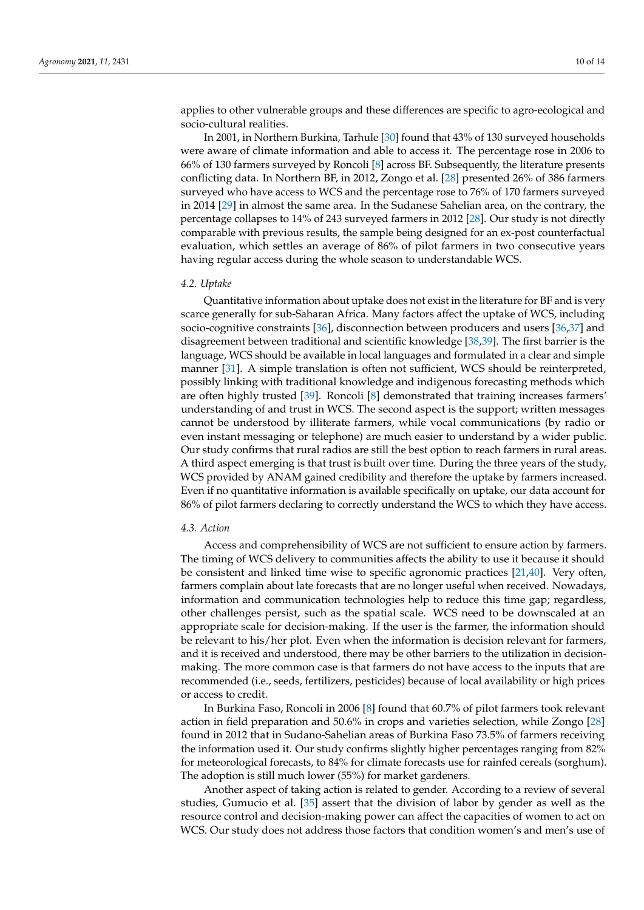applies to other vulnerable groups and these differences are specific to agro-ecological and socio-cultural realities.

In 2001, in Northern Burkina, Tarhule [30] found that 43% of 130 surveyed households were aware of climate information and able to access it. The percentage rose in 2006 to 66% of 130 farmers surveyed by Roncoli [8] across BF. Subsequently, the literature presents conflicting data. In Northern BF, in 2012, Zongo et al. [28] presented 26% of 386 farmers surveyed who have access to WCS and the percentage rose to 76% of 170 farmers surveyed in 2014 [29] in almost the same area. In the Sudanese Sahelian area, on the contrary, the percentage collapses to 14% of 243 surveyed farmers in 2012 [28]. Our study is not directly comparable with previous results, the sample being designed for an ex-post counterfactual evaluation, which settles an average of 86% of pilot farmers in two consecutive years having regular access during the whole season to understandable WCS.

### 4.2. Uptake

Quantitative information about uptake does not exist in the literature for BF and is very scarce generally for sub-Saharan Africa. Many factors affect the uptake of WCS, including socio-cognitive constraints [36], disconnection between producers and users [36,37] and disagreement between traditional and scientific knowledge [38,39]. The first barrier is the language, WCS should be available in local languages and formulated in a clear and simple manner [31]. A simple translation is often not sufficient, WCS should be reinterpreted, possibly linking with traditional knowledge and indigenous forecasting methods which are often highly trusted [39]. Roncoli [8] demonstrated that training increases farmers' understanding of and trust in WCS. The second aspect is the support; written messages cannot be understood by illiterate farmers, while vocal communications (by radio or even instant messaging or telephone) are much easier to understand by a wider public. Our study confirms that rural radios are still the best option to reach farmers in rural areas. A third aspect emerging is that trust is built over time. During the three years of the study, WCS provided by ANAM gained credibility and therefore the uptake by farmers increased. Even if no quantitative information is available specifically on uptake, our data account for 86% of pilot farmers declaring to correctly understand the WCS to which they have access.

### 4.3. Action

Access and comprehensibility of WCS are not sufficient to ensure action by farmers. The timing of WCS delivery to communities affects the ability to use it because it should be consistent and linked time wise to specific agronomic practices [21,40]. Very often, farmers complain about late forecasts that are no longer useful when received. Nowadays, information and communication technologies help to reduce this time gap; regardless, other challenges persist, such as the spatial scale. WCS need to be downscaled at an appropriate scale for decision-making. If the user is the farmer, the information should be relevant to his/her plot. Even when the information is decision relevant for farmers, and it is received and understood, there may be other barriers to the utilization in decision-making. The more common case is that farmers do not have access to the inputs that are recommended (i.e., seeds, fertilizers, pesticides) because of local availability or high prices or access to credit.

In Burkina Faso, Roncoli in 2006 [8] found that 60.7% of pilot farmers took relevant action in field preparation and 50.6% in crops and varieties selection, while Zongo [28] found in 2012 that in Sudano-Sahelian areas of Burkina Faso 73.5% of farmers receiving the information used it. Our study confirms slightly higher percentages ranging from 82% for meteorological forecasts, to 84% for climate forecasts use for rainfed cereals (sorghum). The adoption is still much lower (55%) for market gardeners.

Another aspect of taking action is related to gender. According to a review of several studies, Gumucio et al. [35] assert that the division of labor by gender as well as the resource control and decision-making power can affect the capacities of women to act on WCS. Our study does not address those factors that condition women's and men's use of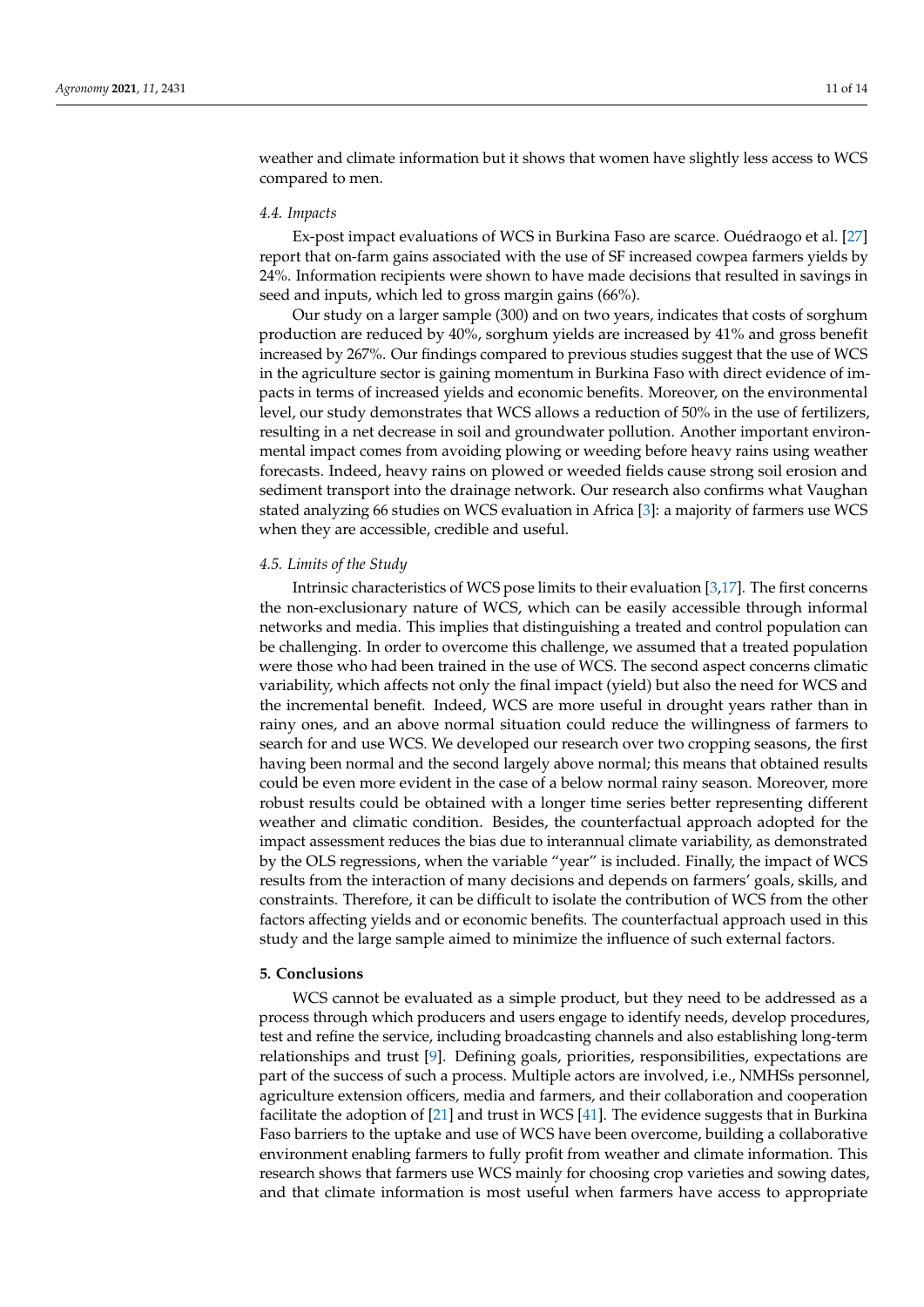weather and climate information but it shows that women have slightly less access to WCS compared to men.

### 4.4. Impacts

Ex-post impact evaluations of WCS in Burkina Faso are scarce. Ouédraogo et al. [27] report that on-farm gains associated with the use of SF increased cowpea farmers yields by 24%. Information recipients were shown to have made decisions that resulted in savings in seed and inputs, which led to gross margin gains (66%).

Our study on a larger sample (300) and on two years, indicates that costs of sorghum production are reduced by 40%, sorghum yields are increased by 41% and gross benefit increased by 267%. Our findings compared to previous studies suggest that the use of WCS in the agriculture sector is gaining momentum in Burkina Faso with direct evidence of impacts in terms of increased yields and economic benefits. Moreover, on the environmental level, our study demonstrates that WCS allows a reduction of 50% in the use of fertilizers, resulting in a net decrease in soil and groundwater pollution. Another important environmental impact comes from avoiding plowing or weeding before heavy rains using weather forecasts. Indeed, heavy rains on plowed or weeded fields cause strong soil erosion and sediment transport into the drainage network. Our research also confirms what Vaughan stated analyzing 66 studies on WCS evaluation in Africa [3]: a majority of farmers use WCS when they are accessible, credible and useful.

### 4.5. Limits of the Study

Intrinsic characteristics of WCS pose limits to their evaluation [3,17]. The first concerns the non-exclusionary nature of WCS, which can be easily accessible through informal networks and media. This implies that distinguishing a treated and control population can be challenging. In order to overcome this challenge, we assumed that a treated population were those who had been trained in the use of WCS. The second aspect concerns climatic variability, which affects not only the final impact (yield) but also the need for WCS and the incremental benefit. Indeed, WCS are more useful in drought years rather than in rainy ones, and an above normal situation could reduce the willingness of farmers to search for and use WCS. We developed our research over two cropping seasons, the first having been normal and the second largely above normal; this means that obtained results could be even more evident in the case of a below normal rainy season. Moreover, more robust results could be obtained with a longer time series better representing different weather and climatic condition. Besides, the counterfactual approach adopted for the impact assessment reduces the bias due to interannual climate variability, as demonstrated by the OLS regressions, when the variable "year" is included. Finally, the impact of WCS results from the interaction of many decisions and depends on farmers' goals, skills, and constraints. Therefore, it can be difficult to isolate the contribution of WCS from the other factors affecting yields and or economic benefits. The counterfactual approach used in this study and the large sample aimed to minimize the influence of such external factors.

## 5. Conclusions

WCS cannot be evaluated as a simple product, but they need to be addressed as a process through which producers and users engage to identify needs, develop procedures, test and refine the service, including broadcasting channels and also establishing long-term relationships and trust [9]. Defining goals, priorities, responsibilities, expectations are part of the success of such a process. Multiple actors are involved, i.e., NMHSs personnel, agriculture extension officers, media and farmers, and their collaboration and cooperation facilitate the adoption of [21] and trust in WCS [41]. The evidence suggests that in Burkina Faso barriers to the uptake and use of WCS have been overcome, building a collaborative environment enabling farmers to fully profit from weather and climate information. This research shows that farmers use WCS mainly for choosing crop varieties and sowing dates, and that climate information is most useful when farmers have access to appropriate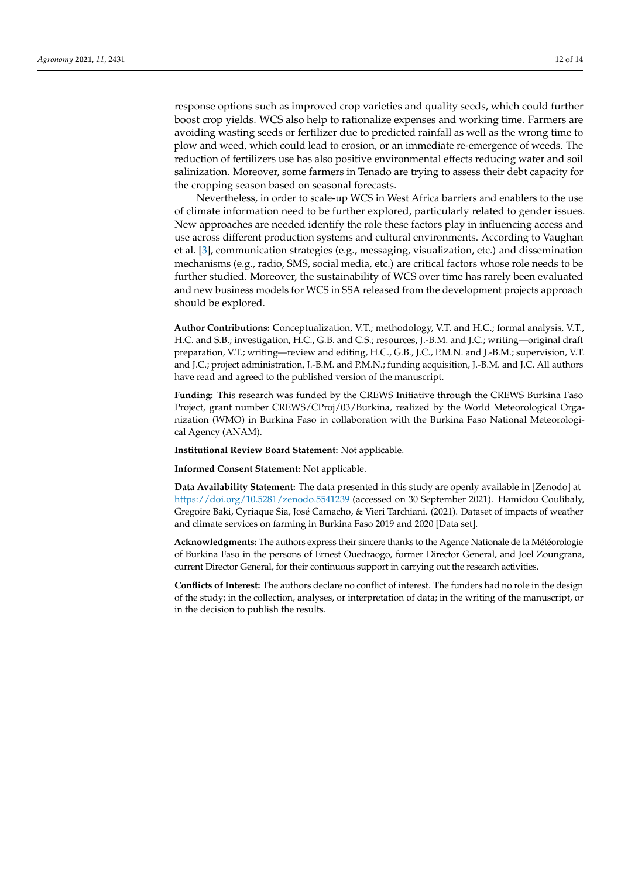response options such as improved crop varieties and quality seeds, which could further boost crop yields. WCS also help to rationalize expenses and working time. Farmers are avoiding wasting seeds or fertilizer due to predicted rainfall as well as the wrong time to plow and weed, which could lead to erosion, or an immediate re-emergence of weeds. The reduction of fertilizers use has also positive environmental effects reducing water and soil salinization. Moreover, some farmers in Tenado are trying to assess their debt capacity for the cropping season based on seasonal forecasts.

Nevertheless, in order to scale-up WCS in West Africa barriers and enablers to the use of climate information need to be further explored, particularly related to gender issues. New approaches are needed identify the role these factors play in influencing access and use across different production systems and cultural environments. According to Vaughan et al. [3], communication strategies (e.g., messaging, visualization, etc.) and dissemination mechanisms (e.g., radio, SMS, social media, etc.) are critical factors whose role needs to be further studied. Moreover, the sustainability of WCS over time has rarely been evaluated and new business models for WCS in SSA released from the development projects approach should be explored.

**Author Contributions:** Conceptualization, V.T.; methodology, V.T. and H.C.; formal analysis, V.T., H.C. and S.B.; investigation, H.C., G.B. and C.S.; resources, J.-B.M. and J.C.; writing—original draft preparation, V.T.; writing—review and editing, H.C., G.B., J.C., P.M.N. and J.-B.M.; supervision, V.T. and J.C.; project administration, J.-B.M. and P.M.N.; funding acquisition, J.-B.M. and J.C. All authors have read and agreed to the published version of the manuscript.

**Funding:** This research was funded by the CREWS Initiative through the CREWS Burkina Faso Project, grant number CREWS/CProj/03/Burkina, realized by the World Meteorological Organization (WMO) in Burkina Faso in collaboration with the Burkina Faso National Meteorological Agency (ANAM).

**Institutional Review Board Statement:** Not applicable.

**Informed Consent Statement:** Not applicable.

**Data Availability Statement:** The data presented in this study are openly available in [Zenodo] at https://doi.org/10.5281/zenodo.5541239 (accessed on 30 September 2021). Hamidou Coulibaly, Gregoire Baki, Cyriaque Sia, José Camacho, & Vieri Tarchiani. (2021). Dataset of impacts of weather and climate services on farming in Burkina Faso 2019 and 2020 [Data set].

**Acknowledgments:** The authors express their sincere thanks to the Agence Nationale de la Météorologie of Burkina Faso in the persons of Ernest Ouedraogo, former Director General, and Joel Zoungrana, current Director General, for their continuous support in carrying out the research activities.

**Conflicts of Interest:** The authors declare no conflict of interest. The funders had no role in the design of the study; in the collection, analyses, or interpretation of data; in the writing of the manuscript, or in the decision to publish the results.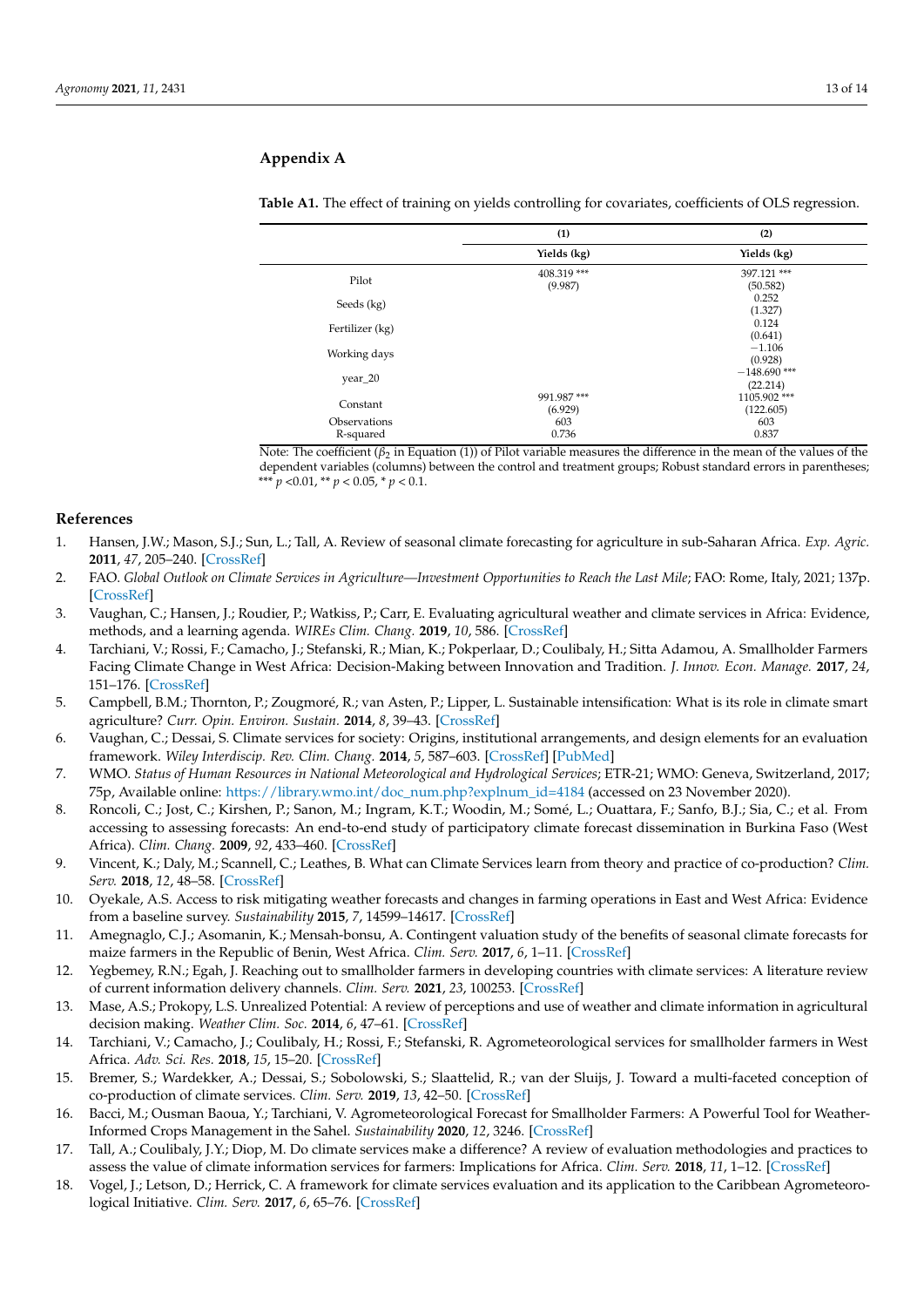## Appendix A

**Table A1.** The effect of training on yields controlling for covariates, coefficients of OLS regression.

| | (1) | (2) |
|---|---|---|
| | Yields (kg) | Yields (kg) |
| Pilot | 408.319 *** | 397.121 *** |
| | (9.987) | (50.582) |
| Seeds (kg) | | 0.252 |
| | | (1.327) |
| Fertilizer (kg) | | 0.124 |
| | | (0.641) |
| Working days | | −1.106 |
| | | (0.928) |
| year_20 | | −148.690 *** |
| | | (22.214) |
| Constant | 991.987 *** | 1105.902 *** |
| | (6.929) | (122.605) |
| Observations | 603 | 603 |
| R-squared | 0.736 | 0.837 |

Note: The coefficient ($\beta_2$ in Equation (1)) of Pilot variable measures the difference in the mean of the values of the dependent variables (columns) between the control and treatment groups; Robust standard errors in parentheses; *** $p$ <0.01, ** $p$ < 0.05, * $p$ < 0.1.

## References

1. Hansen, J.W.; Mason, S.J.; Sun, L.; Tall, A. Review of seasonal climate forecasting for agriculture in sub-Saharan Africa. *Exp. Agric.* **2011**, *47*, 205–240. [CrossRef]
2. FAO. *Global Outlook on Climate Services in Agriculture—Investment Opportunities to Reach the Last Mile*; FAO: Rome, Italy, 2021; 137p. [CrossRef]
3. Vaughan, C.; Hansen, J.; Roudier, P.; Watkiss, P.; Carr, E. Evaluating agricultural weather and climate services in Africa: Evidence, methods, and a learning agenda. *WIREs Clim. Chang.* **2019**, *10*, 586. [CrossRef]
4. Tarchiani, V.; Rossi, F.; Camacho, J.; Stefanski, R.; Mian, K.; Pokperlaar, D.; Coulibaly, H.; Sitta Adamou, A. Smallholder Farmers Facing Climate Change in West Africa: Decision-Making between Innovation and Tradition. *J. Innov. Econ. Manage.* **2017**, *24*, 151–176. [CrossRef]
5. Campbell, B.M.; Thornton, P.; Zougmoré, R.; van Asten, P.; Lipper, L. Sustainable intensification: What is its role in climate smart agriculture? *Curr. Opin. Environ. Sustain.* **2014**, *8*, 39–43. [CrossRef]
6. Vaughan, C.; Dessai, S. Climate services for society: Origins, institutional arrangements, and design elements for an evaluation framework. *Wiley Interdiscip. Rev. Clim. Chang.* **2014**, *5*, 587–603. [CrossRef] [PubMed]
7. WMO. *Status of Human Resources in National Meteorological and Hydrological Services*; ETR-21; WMO: Geneva, Switzerland, 2017; 75p, Available online: https://library.wmo.int/doc_num.php?explnum_id=4184 (accessed on 23 November 2020).
8. Roncoli, C.; Jost, C.; Kirshen, P.; Sanon, M.; Ingram, K.T.; Woodin, M.; Somé, L.; Ouattara, F.; Sanfo, B.J.; Sia, C.; et al. From accessing to assessing forecasts: An end-to-end study of participatory climate forecast dissemination in Burkina Faso (West Africa). *Clim. Chang.* **2009**, *92*, 433–460. [CrossRef]
9. Vincent, K.; Daly, M.; Scannell, C.; Leathes, B. What can Climate Services learn from theory and practice of co-production? *Clim. Serv.* **2018**, *12*, 48–58. [CrossRef]
10. Oyekale, A.S. Access to risk mitigating weather forecasts and changes in farming operations in East and West Africa: Evidence from a baseline survey. *Sustainability* **2015**, *7*, 14599–14617. [CrossRef]
11. Amegnaglo, C.J.; Asomanin, K.; Mensah-bonsu, A. Contingent valuation study of the benefits of seasonal climate forecasts for maize farmers in the Republic of Benin, West Africa. *Clim. Serv.* **2017**, *6*, 1–11. [CrossRef]
12. Yegbemey, R.N.; Egah, J. Reaching out to smallholder farmers in developing countries with climate services: A literature review of current information delivery channels. *Clim. Serv.* **2021**, *23*, 100253. [CrossRef]
13. Mase, A.S.; Prokopy, L.S. Unrealized Potential: A review of perceptions and use of weather and climate information in agricultural decision making. *Weather Clim. Soc.* **2014**, *6*, 47–61. [CrossRef]
14. Tarchiani, V.; Camacho, J.; Coulibaly, H.; Rossi, F.; Stefanski, R. Agrometeorological services for smallholder farmers in West Africa. *Adv. Sci. Res.* **2018**, *15*, 15–20. [CrossRef]
15. Bremer, S.; Wardekker, A.; Dessai, S.; Sobolowski, S.; Slaattelid, R.; van der Sluijs, J. Toward a multi-faceted conception of co-production of climate services. *Clim. Serv.* **2019**, *13*, 42–50. [CrossRef]
16. Bacci, M.; Ousman Baoua, Y.; Tarchiani, V. Agrometeorological Forecast for Smallholder Farmers: A Powerful Tool for Weather-Informed Crops Management in the Sahel. *Sustainability* **2020**, *12*, 3246. [CrossRef]
17. Tall, A.; Coulibaly, J.Y.; Diop, M. Do climate services make a difference? A review of evaluation methodologies and practices to assess the value of climate information services for farmers: Implications for Africa. *Clim. Serv.* **2018**, *11*, 1–12. [CrossRef]
18. Vogel, J.; Letson, D.; Herrick, C. A framework for climate services evaluation and its application to the Caribbean Agrometeorological Initiative. *Clim. Serv.* **2017**, *6*, 65–76. [CrossRef]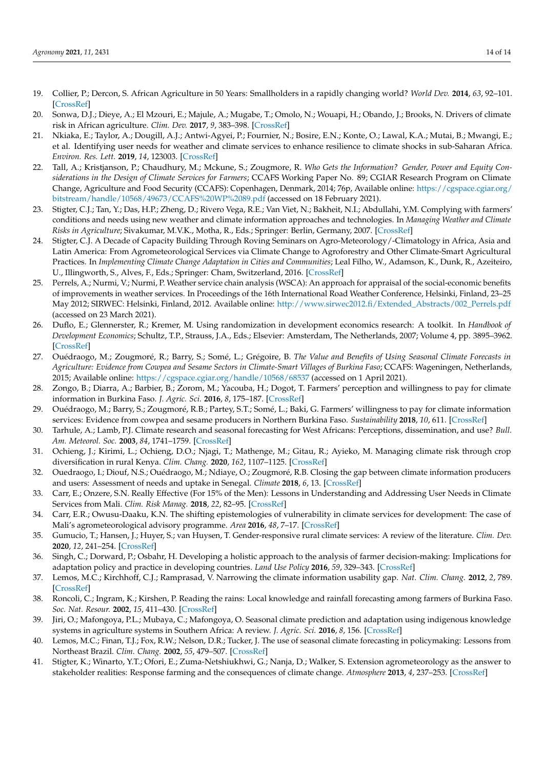19. Collier, P.; Dercon, S. African Agriculture in 50 Years: Smallholders in a rapidly changing world? *World Dev.* **2014**, *63*, 92–101. [CrossRef]
20. Sonwa, D.J.; Dieye, A.; El Mzouri, E.; Majule, A.; Mugabe, T.; Omolo, N.; Wouapi, H.; Obando, J.; Brooks, N. Drivers of climate risk in African agriculture. *Clim. Dev.* **2017**, *9*, 383–398. [CrossRef]
21. Nkiaka, E.; Taylor, A.; Dougill, A.J.; Antwi-Agyei, P.; Fournier, N.; Bosire, E.N.; Konte, O.; Lawal, K.A.; Mutai, B.; Mwangi, E.; et al. Identifying user needs for weather and climate services to enhance resilience to climate shocks in sub-Saharan Africa. *Environ. Res. Lett.* **2019**, *14*, 123003. [CrossRef]
22. Tall, A.; Kristjanson, P.; Chaudhury, M.; Mckune, S.; Zougmore, R. *Who Gets the Information? Gender, Power and Equity Considerations in the Design of Climate Services for Farmers*; CCAFS Working Paper No. 89; CGIAR Research Program on Climate Change, Agriculture and Food Security (CCAFS): Copenhagen, Denmark, 2014; 76p, Available online: https://cgspace.cgiar.org/bitstream/handle/10568/49673/CCAFS%20WP%2089.pdf (accessed on 18 February 2021).
23. Stigter, C.J.; Tan, Y.; Das, H.P.; Zheng, D.; Rivero Vega, R.E.; Van Viet, N.; Bakheit, N.I.; Abdullahi, Y.M. Complying with farmers' conditions and needs using new weather and climate information approaches and technologies. In *Managing Weather and Climate Risks in Agriculture*; Sivakumar, M.V.K., Motha, R., Eds.; Springer: Berlin, Germany, 2007. [CrossRef]
24. Stigter, C.J. A Decade of Capacity Building Through Roving Seminars on Agro-Meteorology/-Climatology in Africa, Asia and Latin America: From Agrometeorological Services via Climate Change to Agroforestry and Other Climate-Smart Agricultural Practices. In *Implementing Climate Change Adaptation in Cities and Communities*; Leal Filho, W., Adamson, K., Dunk, R., Azeiteiro, U., Illingworth, S., Alves, F., Eds.; Springer: Cham, Switzerland, 2016. [CrossRef]
25. Perrels, A.; Nurmi, V.; Nurmi, P. Weather service chain analysis (WSCA): An approach for appraisal of the social-economic benefits of improvements in weather services. In Proceedings of the 16th International Road Weather Conference, Helsinki, Finland, 23–25 May 2012; SIRWEC: Helsinki, Finland, 2012. Available online: http://www.sirwec2012.fi/Extended_Abstracts/002_Perrels.pdf (accessed on 23 March 2021).
26. Duflo, E.; Glennerster, R.; Kremer, M. Using randomization in development economics research: A toolkit. In *Handbook of Development Economics*; Schultz, T.P., Strauss, J.A., Eds.; Elsevier: Amsterdam, The Netherlands, 2007; Volume 4, pp. 3895–3962. [CrossRef]
27. Ouédraogo, M.; Zougmoré, R.; Barry, S.; Somé, L.; Grégoire, B. *The Value and Benefits of Using Seasonal Climate Forecasts in Agriculture: Evidence from Cowpea and Sesame Sectors in Climate-Smart Villages of Burkina Faso*; CCAFS: Wageningen, Netherlands, 2015; Available online: https://cgspace.cgiar.org/handle/10568/68537 (accessed on 1 April 2021).
28. Zongo, B.; Diarra, A.; Barbier, B.; Zorom, M.; Yacouba, H.; Dogot, T. Farmers' perception and willingness to pay for climate information in Burkina Faso. *J. Agric. Sci.* **2016**, *8*, 175–187. [CrossRef]
29. Ouédraogo, M.; Barry, S.; Zougmoré, R.B.; Partey, S.T.; Somé, L.; Baki, G. Farmers' willingness to pay for climate information services: Evidence from cowpea and sesame producers in Northern Burkina Faso. *Sustainability* **2018**, *10*, 611. [CrossRef]
30. Tarhule, A.; Lamb, P.J. Climate research and seasonal forecasting for West Africans: Perceptions, dissemination, and use? *Bull. Am. Meteorol. Soc.* **2003**, *84*, 1741–1759. [CrossRef]
31. Ochieng, J.; Kirimi, L.; Ochieng, D.O.; Njagi, T.; Mathenge, M.; Gitau, R.; Ayieko, M. Managing climate risk through crop diversification in rural Kenya. *Clim. Chang.* **2020**, *162*, 1107–1125. [CrossRef]
32. Ouedraogo, I.; Diouf, N.S.; Ouédraogo, M.; Ndiaye, O.; Zougmoré, R.B. Closing the gap between climate information producers and users: Assessment of needs and uptake in Senegal. *Climate* **2018**, *6*, 13. [CrossRef]
33. Carr, E.; Onzere, S.N. Really Effective (For 15% of the Men): Lessons in Understanding and Addressing User Needs in Climate Services from Mali. *Clim. Risk Manag.* **2018**, *22*, 82–95. [CrossRef]
34. Carr, E.R.; Owusu-Daaku, K.N. The shifting epistemologies of vulnerability in climate services for development: The case of Mali's agrometeorological advisory programme. *Area* **2016**, *48*, 7–17. [CrossRef]
35. Gumucio, T.; Hansen, J.; Huyer, S.; van Huysen, T. Gender-responsive rural climate services: A review of the literature. *Clim. Dev.* **2020**, *12*, 241–254. [CrossRef]
36. Singh, C.; Dorward, P.; Osbahr, H. Developing a holistic approach to the analysis of farmer decision-making: Implications for adaptation policy and practice in developing countries. *Land Use Policy* **2016**, *59*, 329–343. [CrossRef]
37. Lemos, M.C.; Kirchhoff, C.J.; Ramprasad, V. Narrowing the climate information usability gap. *Nat. Clim. Chang.* **2012**, *2*, 789. [CrossRef]
38. Roncoli, C.; Ingram, K.; Kirshen, P. Reading the rains: Local knowledge and rainfall forecasting among farmers of Burkina Faso. *Soc. Nat. Resour.* **2002**, *15*, 411–430. [CrossRef]
39. Jiri, O.; Mafongoya, P.L.; Mubaya, C.; Mafongoya, O. Seasonal climate prediction and adaptation using indigenous knowledge systems in agriculture systems in Southern Africa: A review. *J. Agric. Sci.* **2016**, *8*, 156. [CrossRef]
40. Lemos, M.C.; Finan, T.J.; Fox, R.W.; Nelson, D.R.; Tucker, J. The use of seasonal climate forecasting in policymaking: Lessons from Northeast Brazil. *Clim. Chang.* **2002**, *55*, 479–507. [CrossRef]
41. Stigter, K.; Winarto, Y.T.; Ofori, E.; Zuma-Netshiukhwi, G.; Nanja, D.; Walker, S. Extension agrometeorology as the answer to stakeholder realities: Response farming and the consequences of climate change. *Atmosphere* **2013**, *4*, 237–253. [CrossRef]